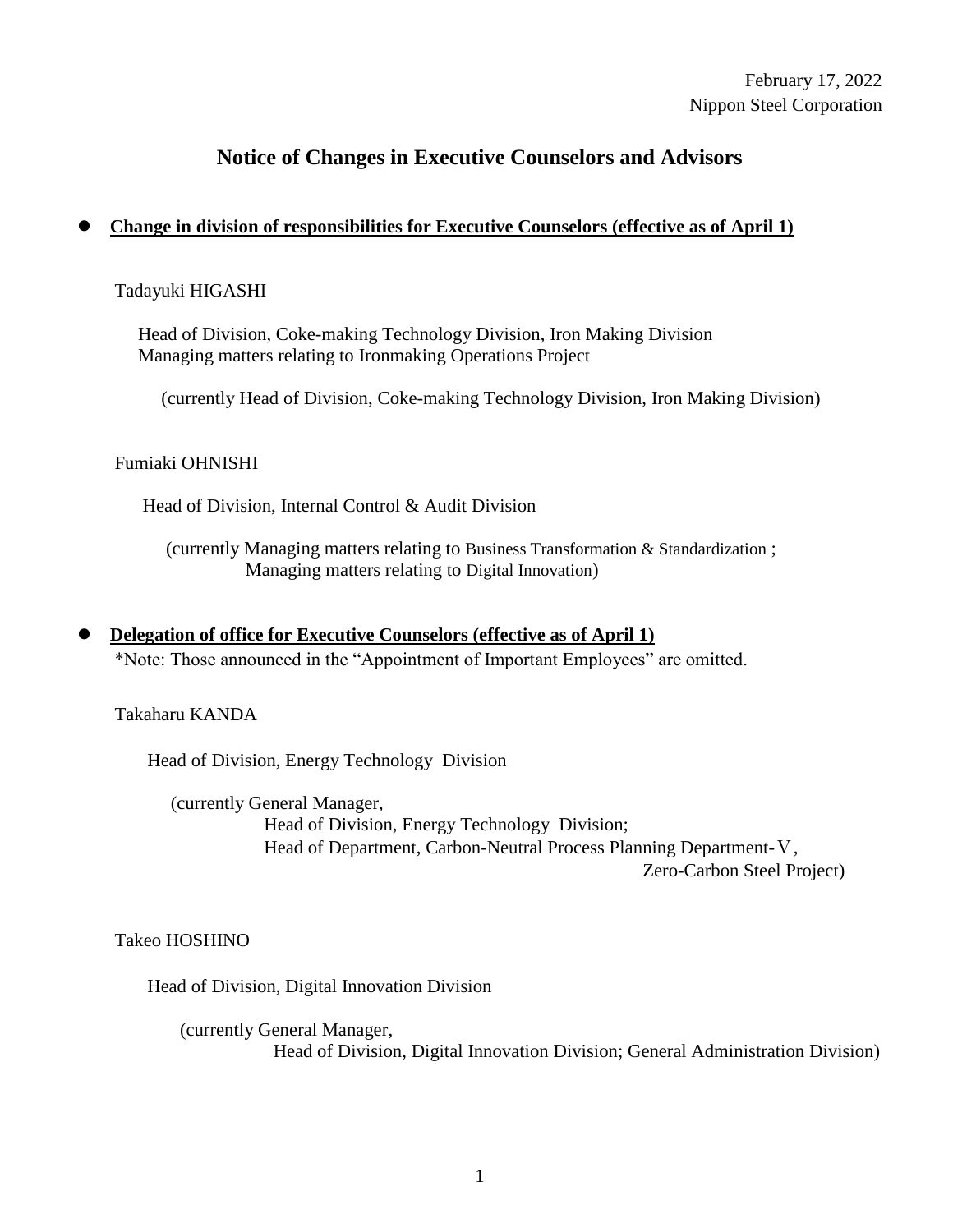February 17, 2022
Nippon Steel Corporation

# Notice of Changes in Executive Counselors and Advisors

- **Change in division of responsibilities for Executive Counselors (effective as of April 1)**

Tadayuki HIGASHI

Head of Division, Coke-making Technology Division, Iron Making Division
Managing matters relating to Ironmaking Operations Project

(currently Head of Division, Coke-making Technology Division, Iron Making Division)

Fumiaki OHNISHI

Head of Division, Internal Control & Audit Division

(currently Managing matters relating to Business Transformation & Standardization ;
Managing matters relating to Digital Innovation)

- **Delegation of office for Executive Counselors (effective as of April 1)**

*Note: Those announced in the "Appointment of Important Employees" are omitted.

Takaharu KANDA

Head of Division, Energy Technology Division

(currently General Manager,
Head of Division, Energy Technology Division;
Head of Department, Carbon-Neutral Process Planning Department-Ⅴ,
Zero-Carbon Steel Project)

Takeo HOSHINO

Head of Division, Digital Innovation Division

(currently General Manager,
Head of Division, Digital Innovation Division; General Administration Division)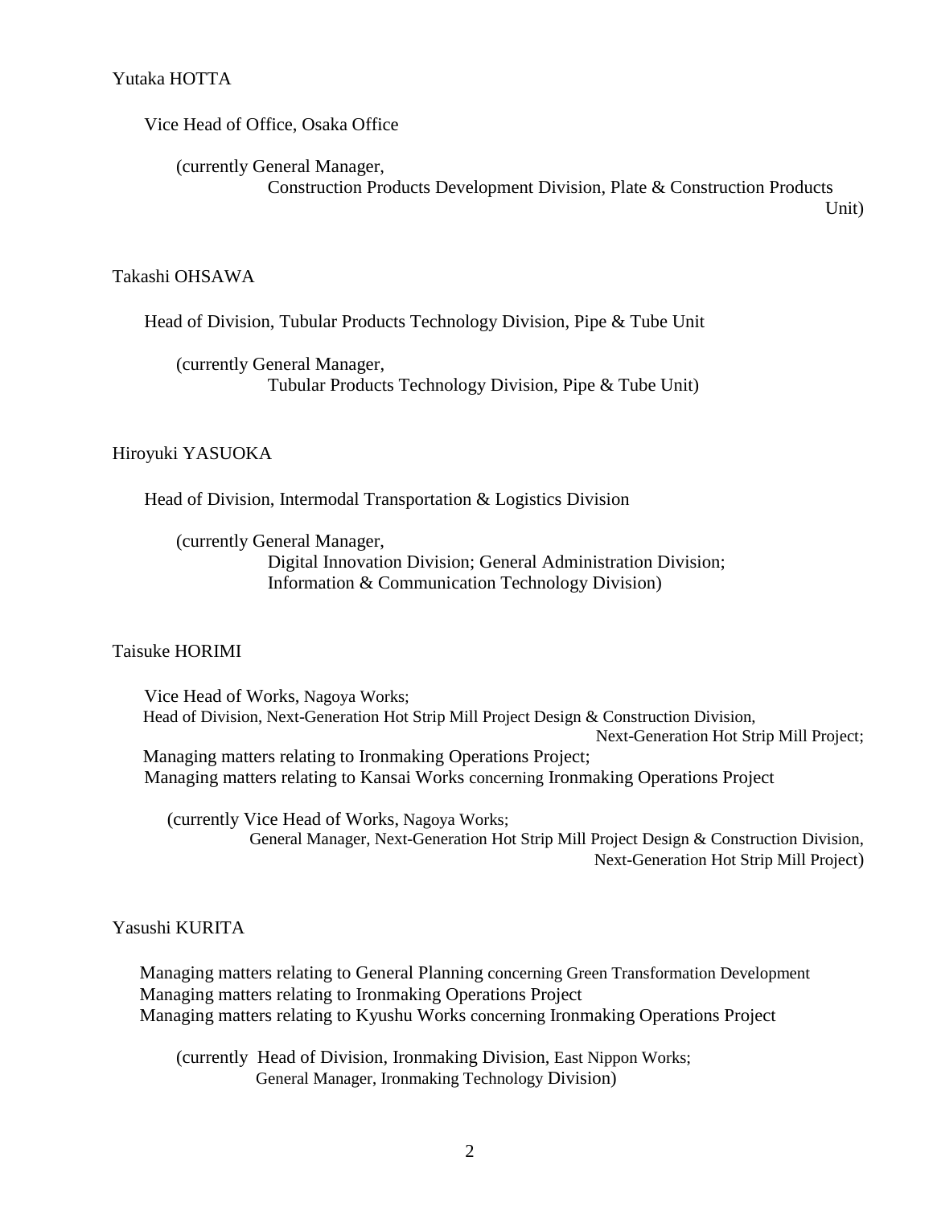Yutaka HOTTA

Vice Head of Office, Osaka Office

(currently General Manager,
Construction Products Development Division, Plate & Construction Products Unit)

Takashi OHSAWA

Head of Division, Tubular Products Technology Division, Pipe & Tube Unit

(currently General Manager,
Tubular Products Technology Division, Pipe & Tube Unit)

Hiroyuki YASUOKA

Head of Division, Intermodal Transportation & Logistics Division

(currently General Manager,
Digital Innovation Division; General Administration Division;
Information & Communication Technology Division)

Taisuke HORIMI

Vice Head of Works, Nagoya Works;
Head of Division, Next-Generation Hot Strip Mill Project Design & Construction Division, Next-Generation Hot Strip Mill Project;
Managing matters relating to Ironmaking Operations Project;
Managing matters relating to Kansai Works concerning Ironmaking Operations Project

(currently Vice Head of Works, Nagoya Works;
General Manager, Next-Generation Hot Strip Mill Project Design & Construction Division, Next-Generation Hot Strip Mill Project)

Yasushi KURITA

Managing matters relating to General Planning concerning Green Transformation Development
Managing matters relating to Ironmaking Operations Project
Managing matters relating to Kyushu Works concerning Ironmaking Operations Project

(currently Head of Division, Ironmaking Division, East Nippon Works;
General Manager, Ironmaking Technology Division)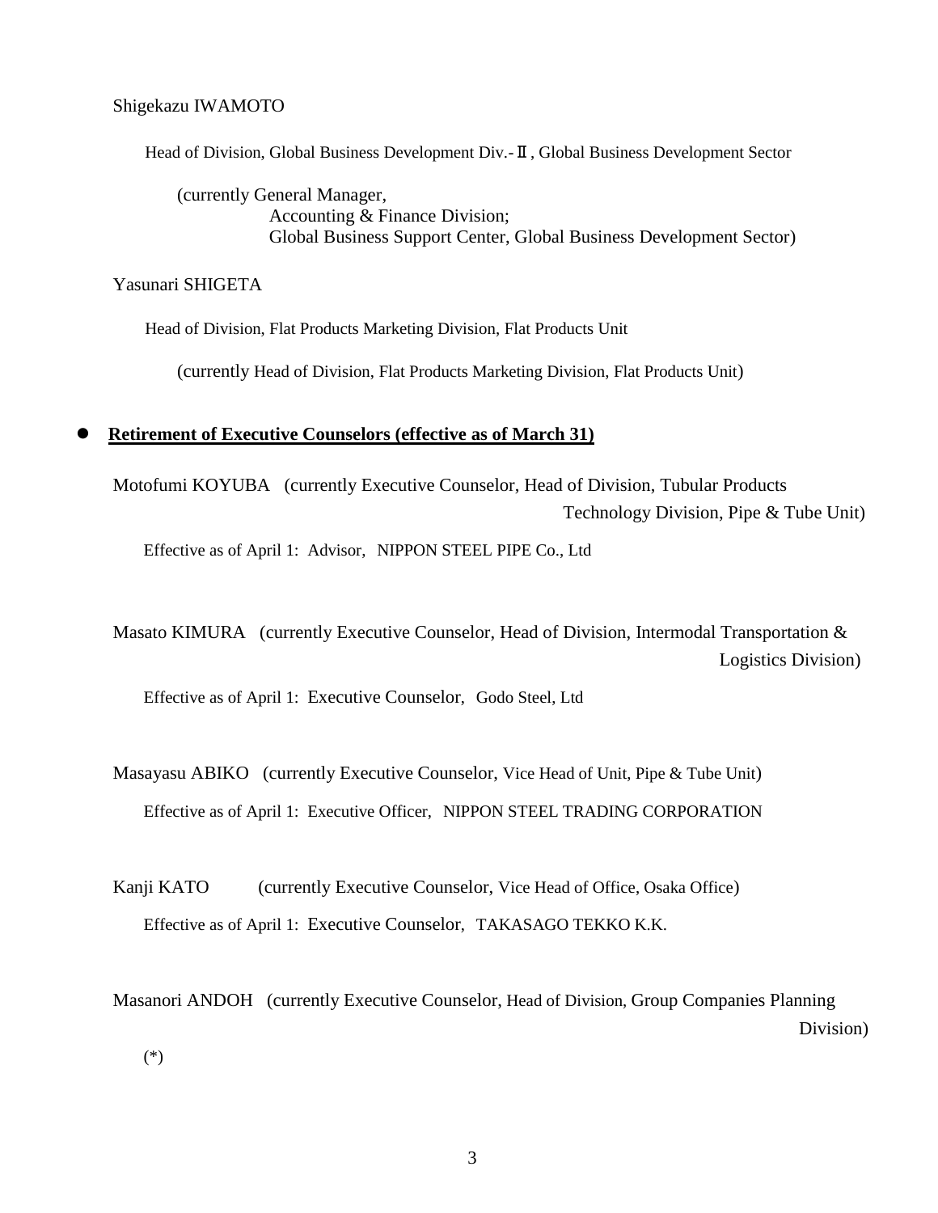Shigekazu IWAMOTO

Head of Division, Global Business Development Div.-Ⅱ, Global Business Development Sector

(currently General Manager,
Accounting & Finance Division;
Global Business Support Center, Global Business Development Sector)

Yasunari SHIGETA

Head of Division, Flat Products Marketing Division, Flat Products Unit

(currently Head of Division, Flat Products Marketing Division, Flat Products Unit)

- **Retirement of Executive Counselors (effective as of March 31)**

Motofumi KOYUBA (currently Executive Counselor, Head of Division, Tubular Products Technology Division, Pipe & Tube Unit)

Effective as of April 1: Advisor, NIPPON STEEL PIPE Co., Ltd

Masato KIMURA (currently Executive Counselor, Head of Division, Intermodal Transportation & Logistics Division)

Effective as of April 1: Executive Counselor, Godo Steel, Ltd

Masayasu ABIKO (currently Executive Counselor, Vice Head of Unit, Pipe & Tube Unit)

Effective as of April 1: Executive Officer, NIPPON STEEL TRADING CORPORATION

Kanji KATO (currently Executive Counselor, Vice Head of Office, Osaka Office)

Effective as of April 1: Executive Counselor, TAKASAGO TEKKO K.K.

Masanori ANDOH (currently Executive Counselor, Head of Division, Group Companies Planning Division)

(*)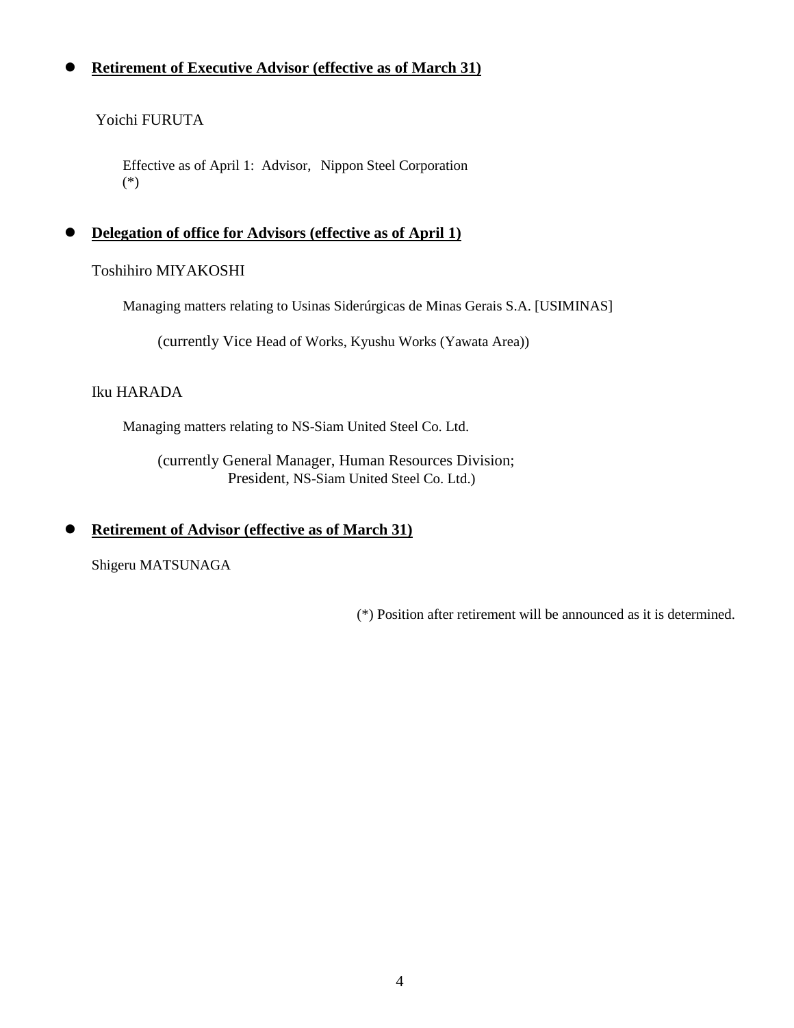- **Retirement of Executive Advisor (effective as of March 31)**

Yoichi FURUTA

Effective as of April 1: Advisor, Nippon Steel Corporation (*)

- **Delegation of office for Advisors (effective as of April 1)**

Toshihiro MIYAKOSHI

Managing matters relating to Usinas Siderúrgicas de Minas Gerais S.A. [USIMINAS]

(currently Vice Head of Works, Kyushu Works (Yawata Area))

Iku HARADA

Managing matters relating to NS-Siam United Steel Co. Ltd.

(currently General Manager, Human Resources Division; President, NS-Siam United Steel Co. Ltd.)

- **Retirement of Advisor (effective as of March 31)**

Shigeru MATSUNAGA

(*) Position after retirement will be announced as it is determined.